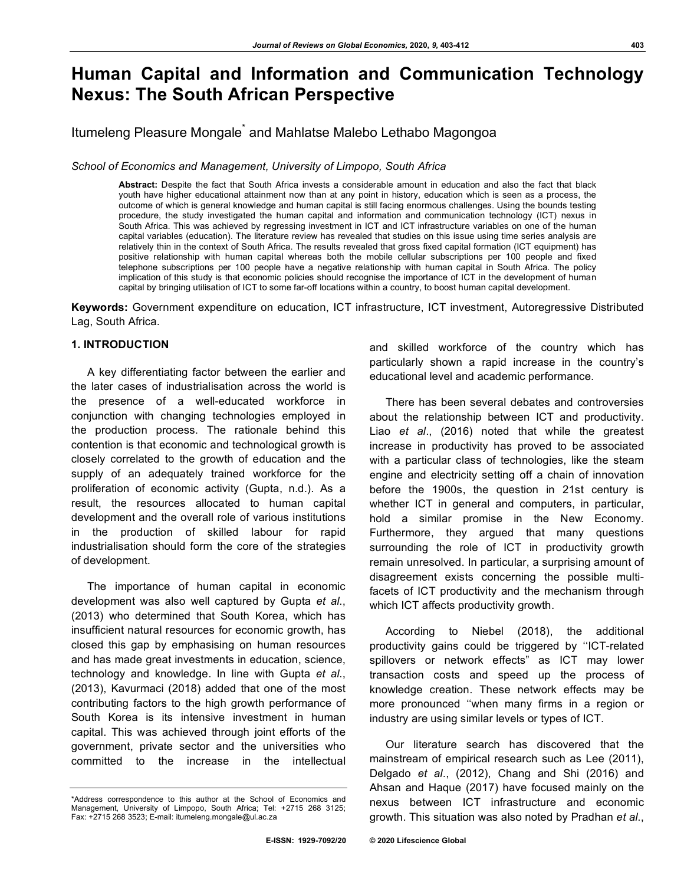# Human Capital and Information and Communication Technology Nexus: The South African Perspective

Itumeleng Pleasure Mongale* and Mahlatse Malebo Lethabo Magongoa

*School of Economics and Management, University of Limpopo, South Africa*

**Abstract:** Despite the fact that South Africa invests a considerable amount in education and also the fact that black youth have higher educational attainment now than at any point in history, education which is seen as a process, the outcome of which is general knowledge and human capital is still facing enormous challenges. Using the bounds testing procedure, the study investigated the human capital and information and communication technology (ICT) nexus in South Africa. This was achieved by regressing investment in ICT and ICT infrastructure variables on one of the human capital variables (education). The literature review has revealed that studies on this issue using time series analysis are relatively thin in the context of South Africa. The results revealed that gross fixed capital formation (ICT equipment) has positive relationship with human capital whereas both the mobile cellular subscriptions per 100 people and fixed telephone subscriptions per 100 people have a negative relationship with human capital in South Africa. The policy implication of this study is that economic policies should recognise the importance of ICT in the development of human capital by bringing utilisation of ICT to some far-off locations within a country, to boost human capital development.

**Keywords:** Government expenditure on education, ICT infrastructure, ICT investment, Autoregressive Distributed Lag, South Africa.

## 1. INTRODUCTION

A key differentiating factor between the earlier and the later cases of industrialisation across the world is the presence of a well-educated workforce in conjunction with changing technologies employed in the production process. The rationale behind this contention is that economic and technological growth is closely correlated to the growth of education and the supply of an adequately trained workforce for the proliferation of economic activity (Gupta, n.d.). As a result, the resources allocated to human capital development and the overall role of various institutions in the production of skilled labour for rapid industrialisation should form the core of the strategies of development.

The importance of human capital in economic development was also well captured by Gupta *et al*., (2013) who determined that South Korea, which has insufficient natural resources for economic growth, has closed this gap by emphasising on human resources and has made great investments in education, science, technology and knowledge. In line with Gupta *et al*., (2013), Kavurmaci (2018) added that one of the most contributing factors to the high growth performance of South Korea is its intensive investment in human capital. This was achieved through joint efforts of the government, private sector and the universities who committed to the increase in the intellectual and skilled workforce of the country which has particularly shown a rapid increase in the country's educational level and academic performance.

There has been several debates and controversies about the relationship between ICT and productivity. Liao *et al*., (2016) noted that while the greatest increase in productivity has proved to be associated with a particular class of technologies, like the steam engine and electricity setting off a chain of innovation before the 1900s, the question in 21st century is whether ICT in general and computers, in particular, hold a similar promise in the New Economy. Furthermore, they argued that many questions surrounding the role of ICT in productivity growth remain unresolved. In particular, a surprising amount of disagreement exists concerning the possible multi-facets of ICT productivity and the mechanism through which ICT affects productivity growth.

According to Niebel (2018), the additional productivity gains could be triggered by ''ICT-related spillovers or network effects" as ICT may lower transaction costs and speed up the process of knowledge creation. These network effects may be more pronounced ''when many firms in a region or industry are using similar levels or types of ICT.

Our literature search has discovered that the mainstream of empirical research such as Lee (2011), Delgado *et al*., (2012), Chang and Shi (2016) and Ahsan and Haque (2017) have focused mainly on the nexus between ICT infrastructure and economic growth. This situation was also noted by Pradhan *et al*.,

*Address correspondence to this author at the School of Economics and Management, University of Limpopo, South Africa; Tel: +2715 268 3125; Fax: +2715 268 3523; E-mail: itumeleng.mongale@ul.ac.za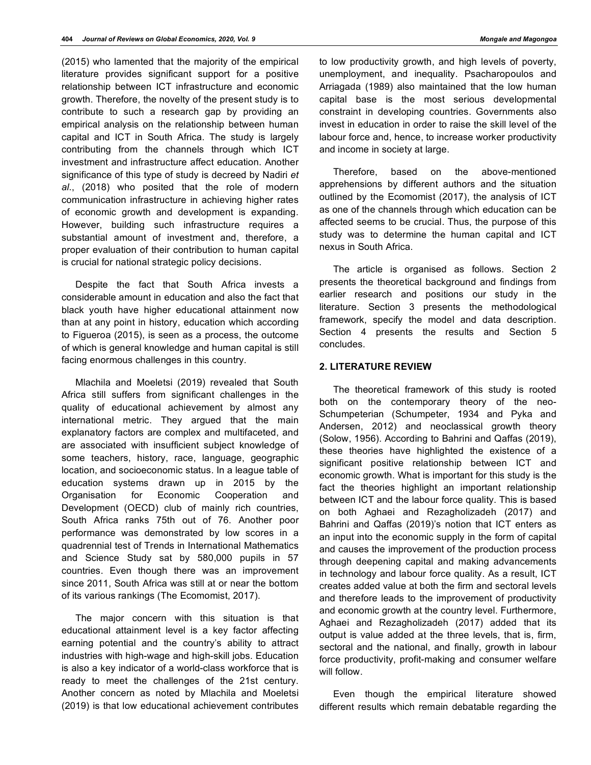(2015) who lamented that the majority of the empirical literature provides significant support for a positive relationship between ICT infrastructure and economic growth. Therefore, the novelty of the present study is to contribute to such a research gap by providing an empirical analysis on the relationship between human capital and ICT in South Africa. The study is largely contributing from the channels through which ICT investment and infrastructure affect education. Another significance of this type of study is decreed by Nadiri *et al*., (2018) who posited that the role of modern communication infrastructure in achieving higher rates of economic growth and development is expanding. However, building such infrastructure requires a substantial amount of investment and, therefore, a proper evaluation of their contribution to human capital is crucial for national strategic policy decisions.

Despite the fact that South Africa invests a considerable amount in education and also the fact that black youth have higher educational attainment now than at any point in history, education which according to Figueroa (2015), is seen as a process, the outcome of which is general knowledge and human capital is still facing enormous challenges in this country.

Mlachila and Moeletsi (2019) revealed that South Africa still suffers from significant challenges in the quality of educational achievement by almost any international metric. They argued that the main explanatory factors are complex and multifaceted, and are associated with insufficient subject knowledge of some teachers, history, race, language, geographic location, and socioeconomic status. In a league table of education systems drawn up in 2015 by the Organisation for Economic Cooperation and Development (OECD) club of mainly rich countries, South Africa ranks 75th out of 76. Another poor performance was demonstrated by low scores in a quadrennial test of Trends in International Mathematics and Science Study sat by 580,000 pupils in 57 countries. Even though there was an improvement since 2011, South Africa was still at or near the bottom of its various rankings (The Ecomomist, 2017).

The major concern with this situation is that educational attainment level is a key factor affecting earning potential and the country's ability to attract industries with high-wage and high-skill jobs. Education is also a key indicator of a world-class workforce that is ready to meet the challenges of the 21st century. Another concern as noted by Mlachila and Moeletsi (2019) is that low educational achievement contributes to low productivity growth, and high levels of poverty, unemployment, and inequality. Psacharopoulos and Arriagada (1989) also maintained that the low human capital base is the most serious developmental constraint in developing countries. Governments also invest in education in order to raise the skill level of the labour force and, hence, to increase worker productivity and income in society at large.

Therefore, based on the above-mentioned apprehensions by different authors and the situation outlined by the Ecomomist (2017), the analysis of ICT as one of the channels through which education can be affected seems to be crucial. Thus, the purpose of this study was to determine the human capital and ICT nexus in South Africa.

The article is organised as follows. Section 2 presents the theoretical background and findings from earlier research and positions our study in the literature. Section 3 presents the methodological framework, specify the model and data description. Section 4 presents the results and Section 5 concludes.

## 2. LITERATURE REVIEW

The theoretical framework of this study is rooted both on the contemporary theory of the neo-Schumpeterian (Schumpeter, 1934 and Pyka and Andersen, 2012) and neoclassical growth theory (Solow, 1956). According to Bahrini and Qaffas (2019), these theories have highlighted the existence of a significant positive relationship between ICT and economic growth. What is important for this study is the fact the theories highlight an important relationship between ICT and the labour force quality. This is based on both Aghaei and Rezagholizadeh (2017) and Bahrini and Qaffas (2019)'s notion that ICT enters as an input into the economic supply in the form of capital and causes the improvement of the production process through deepening capital and making advancements in technology and labour force quality. As a result, ICT creates added value at both the firm and sectoral levels and therefore leads to the improvement of productivity and economic growth at the country level. Furthermore, Aghaei and Rezagholizadeh (2017) added that its output is value added at the three levels, that is, firm, sectoral and the national, and finally, growth in labour force productivity, profit-making and consumer welfare will follow.

Even though the empirical literature showed different results which remain debatable regarding the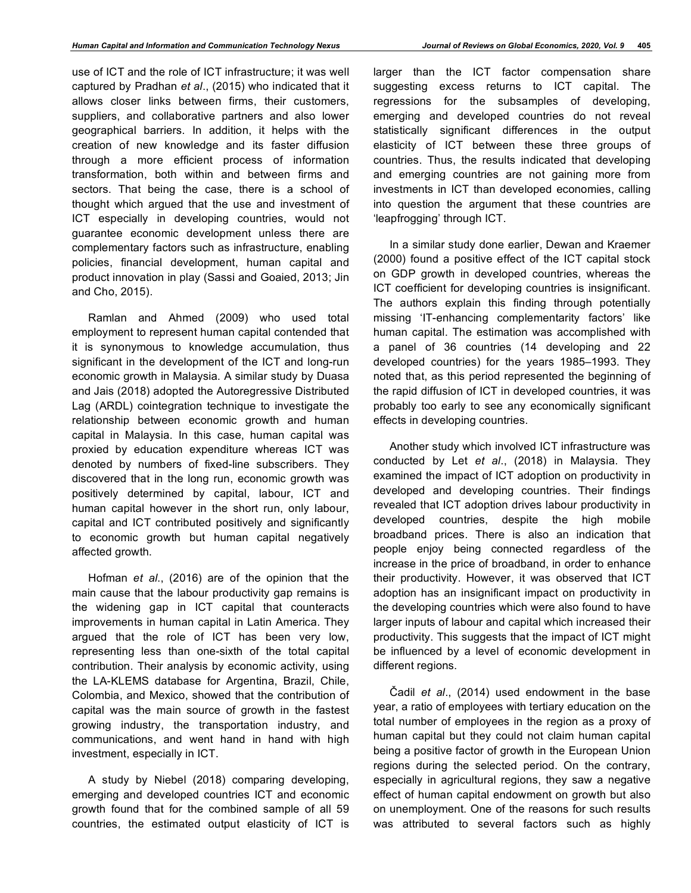use of ICT and the role of ICT infrastructure; it was well captured by Pradhan *et al*., (2015) who indicated that it allows closer links between firms, their customers, suppliers, and collaborative partners and also lower geographical barriers. In addition, it helps with the creation of new knowledge and its faster diffusion through a more efficient process of information transformation, both within and between firms and sectors. That being the case, there is a school of thought which argued that the use and investment of ICT especially in developing countries, would not guarantee economic development unless there are complementary factors such as infrastructure, enabling policies, financial development, human capital and product innovation in play (Sassi and Goaied, 2013; Jin and Cho, 2015).

Ramlan and Ahmed (2009) who used total employment to represent human capital contended that it is synonymous to knowledge accumulation, thus significant in the development of the ICT and long-run economic growth in Malaysia. A similar study by Duasa and Jais (2018) adopted the Autoregressive Distributed Lag (ARDL) cointegration technique to investigate the relationship between economic growth and human capital in Malaysia. In this case, human capital was proxied by education expenditure whereas ICT was denoted by numbers of fixed-line subscribers. They discovered that in the long run, economic growth was positively determined by capital, labour, ICT and human capital however in the short run, only labour, capital and ICT contributed positively and significantly to economic growth but human capital negatively affected growth.

Hofman *et al*., (2016) are of the opinion that the main cause that the labour productivity gap remains is the widening gap in ICT capital that counteracts improvements in human capital in Latin America. They argued that the role of ICT has been very low, representing less than one-sixth of the total capital contribution. Their analysis by economic activity, using the LA-KLEMS database for Argentina, Brazil, Chile, Colombia, and Mexico, showed that the contribution of capital was the main source of growth in the fastest growing industry, the transportation industry, and communications, and went hand in hand with high investment, especially in ICT.

A study by Niebel (2018) comparing developing, emerging and developed countries ICT and economic growth found that for the combined sample of all 59 countries, the estimated output elasticity of ICT is larger than the ICT factor compensation share suggesting excess returns to ICT capital. The regressions for the subsamples of developing, emerging and developed countries do not reveal statistically significant differences in the output elasticity of ICT between these three groups of countries. Thus, the results indicated that developing and emerging countries are not gaining more from investments in ICT than developed economies, calling into question the argument that these countries are 'leapfrogging' through ICT.

In a similar study done earlier, Dewan and Kraemer (2000) found a positive effect of the ICT capital stock on GDP growth in developed countries, whereas the ICT coefficient for developing countries is insignificant. The authors explain this finding through potentially missing 'IT-enhancing complementarity factors' like human capital. The estimation was accomplished with a panel of 36 countries (14 developing and 22 developed countries) for the years 1985–1993. They noted that, as this period represented the beginning of the rapid diffusion of ICT in developed countries, it was probably too early to see any economically significant effects in developing countries.

Another study which involved ICT infrastructure was conducted by Let *et al*., (2018) in Malaysia. They examined the impact of ICT adoption on productivity in developed and developing countries. Their findings revealed that ICT adoption drives labour productivity in developed countries, despite the high mobile broadband prices. There is also an indication that people enjoy being connected regardless of the increase in the price of broadband, in order to enhance their productivity. However, it was observed that ICT adoption has an insignificant impact on productivity in the developing countries which were also found to have larger inputs of labour and capital which increased their productivity. This suggests that the impact of ICT might be influenced by a level of economic development in different regions.

Čadil *et al*., (2014) used endowment in the base year, a ratio of employees with tertiary education on the total number of employees in the region as a proxy of human capital but they could not claim human capital being a positive factor of growth in the European Union regions during the selected period. On the contrary, especially in agricultural regions, they saw a negative effect of human capital endowment on growth but also on unemployment. One of the reasons for such results was attributed to several factors such as highly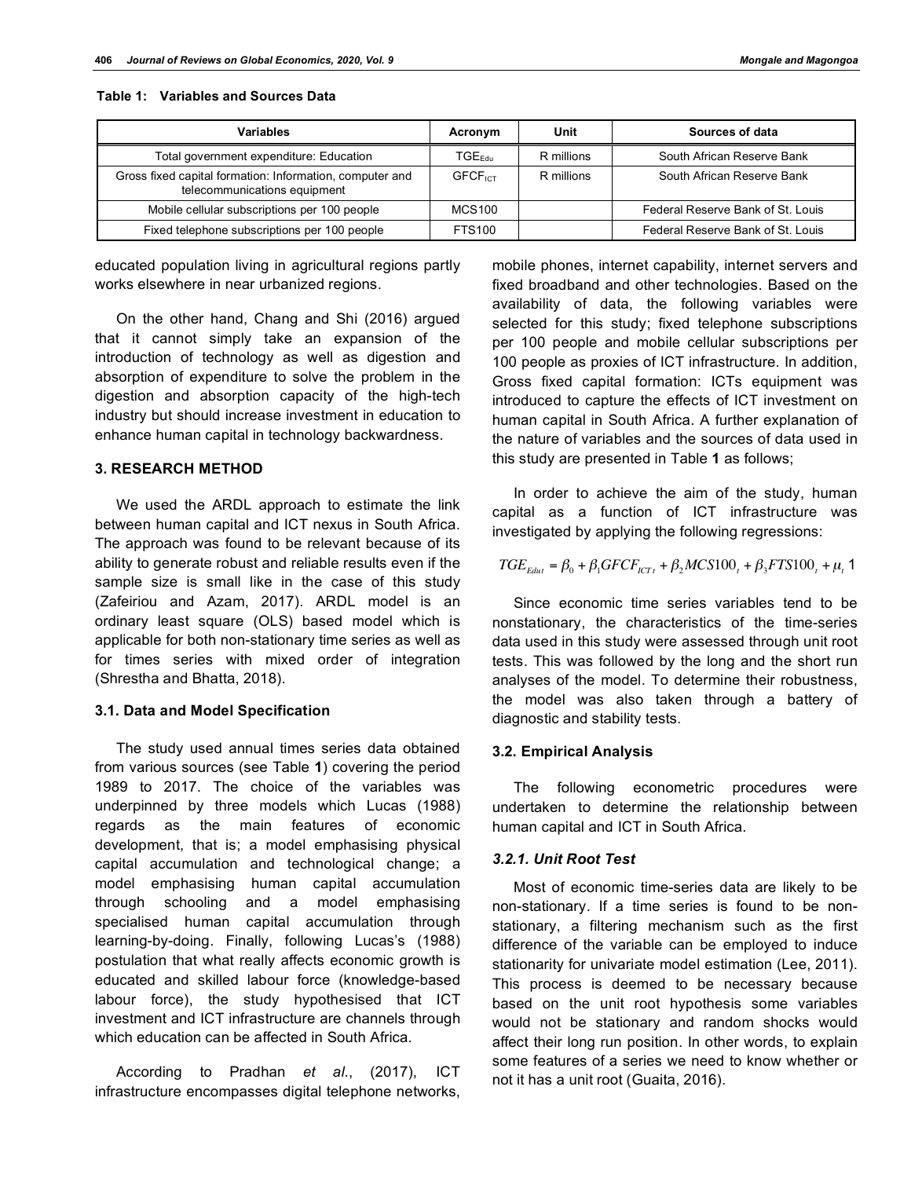**Table 1: Variables and Sources Data**

| Variables | Acronym | Unit | Sources of data |
|---|---|---|---|
| Total government expenditure: Education | $TGE_{Edu}$ | R millions | South African Reserve Bank |
| Gross fixed capital formation: Information, computer and telecommunications equipment | $GFCF_{ICT}$ | R millions | South African Reserve Bank |
| Mobile cellular subscriptions per 100 people | MCS100 | | Federal Reserve Bank of St. Louis |
| Fixed telephone subscriptions per 100 people | FTS100 | | Federal Reserve Bank of St. Louis |

educated population living in agricultural regions partly works elsewhere in near urbanized regions.

On the other hand, Chang and Shi (2016) argued that it cannot simply take an expansion of the introduction of technology as well as digestion and absorption of expenditure to solve the problem in the digestion and absorption capacity of the high-tech industry but should increase investment in education to enhance human capital in technology backwardness.

## 3. RESEARCH METHOD

We used the ARDL approach to estimate the link between human capital and ICT nexus in South Africa. The approach was found to be relevant because of its ability to generate robust and reliable results even if the sample size is small like in the case of this study (Zafeiriou and Azam, 2017). ARDL model is an ordinary least square (OLS) based model which is applicable for both non-stationary time series as well as for times series with mixed order of integration (Shrestha and Bhatta, 2018).

### 3.1. Data and Model Specification

The study used annual times series data obtained from various sources (see Table **1**) covering the period 1989 to 2017. The choice of the variables was underpinned by three models which Lucas (1988) regards as the main features of economic development, that is; a model emphasising physical capital accumulation and technological change; a model emphasising human capital accumulation through schooling and a model emphasising specialised human capital accumulation through learning-by-doing. Finally, following Lucas's (1988) postulation that what really affects economic growth is educated and skilled labour force (knowledge-based labour force), the study hypothesised that ICT investment and ICT infrastructure are channels through which education can be affected in South Africa.

According to Pradhan *et al.*, (2017), ICT infrastructure encompasses digital telephone networks, mobile phones, internet capability, internet servers and fixed broadband and other technologies. Based on the availability of data, the following variables were selected for this study; fixed telephone subscriptions per 100 people and mobile cellular subscriptions per 100 people as proxies of ICT infrastructure. In addition, Gross fixed capital formation: ICTs equipment was introduced to capture the effects of ICT investment on human capital in South Africa. A further explanation of the nature of variables and the sources of data used in this study are presented in Table **1** as follows;

In order to achieve the aim of the study, human capital as a function of ICT infrastructure was investigated by applying the following regressions:

$$TGE_{Edut} = \beta_0 + \beta_1 GFCF_{ICTt} + \beta_2 MCS100_t + \beta_3 FTS100_t + \mu_t \quad 1$$

Since economic time series variables tend to be nonstationary, the characteristics of the time-series data used in this study were assessed through unit root tests. This was followed by the long and the short run analyses of the model. To determine their robustness, the model was also taken through a battery of diagnostic and stability tests.

### 3.2. Empirical Analysis

The following econometric procedures were undertaken to determine the relationship between human capital and ICT in South Africa.

#### *3.2.1. Unit Root Test*

Most of economic time-series data are likely to be non-stationary. If a time series is found to be non-stationary, a filtering mechanism such as the first difference of the variable can be employed to induce stationarity for univariate model estimation (Lee, 2011). This process is deemed to be necessary because based on the unit root hypothesis some variables would not be stationary and random shocks would affect their long run position. In other words, to explain some features of a series we need to know whether or not it has a unit root (Guaita, 2016).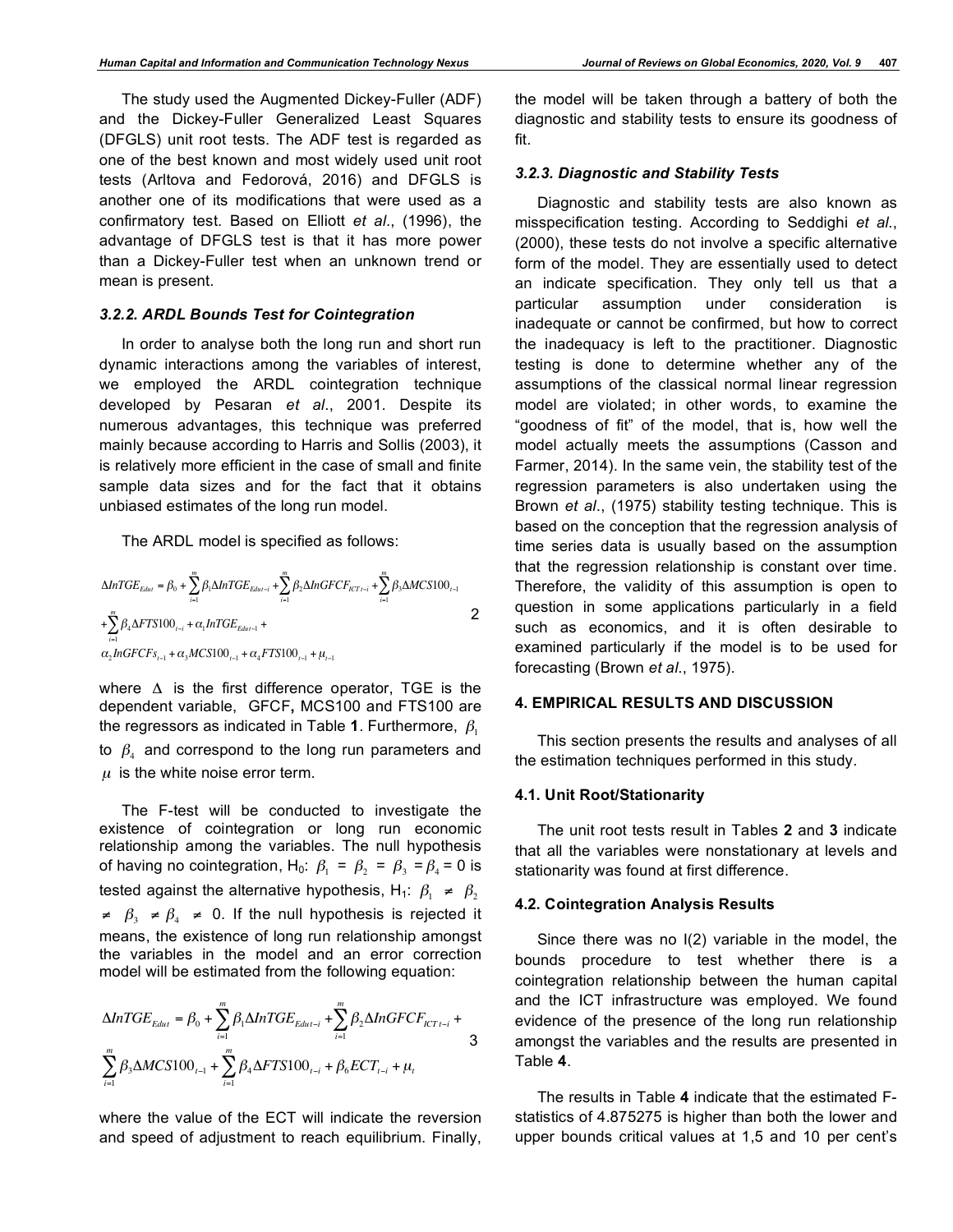The study used the Augmented Dickey-Fuller (ADF) and the Dickey-Fuller Generalized Least Squares (DFGLS) unit root tests. The ADF test is regarded as one of the best known and most widely used unit root tests (Arltova and Fedorová, 2016) and DFGLS is another one of its modifications that were used as a confirmatory test. Based on Elliott *et al*., (1996), the advantage of DFGLS test is that it has more power than a Dickey-Fuller test when an unknown trend or mean is present.

#### *3.2.2. ARDL Bounds Test for Cointegration*

In order to analyse both the long run and short run dynamic interactions among the variables of interest, we employed the ARDL cointegration technique developed by Pesaran *et al*., 2001. Despite its numerous advantages, this technique was preferred mainly because according to Harris and Sollis (2003), it is relatively more efficient in the case of small and finite sample data sizes and for the fact that it obtains unbiased estimates of the long run model.

The ARDL model is specified as follows:

$$\Delta InTGE_{Edut} = \beta_0 + \sum_{i=1}^{m}\beta_1 \Delta InTGE_{Edut-i} + \sum_{i=1}^{m}\beta_2 \Delta InGFCF_{ICT\,t-i} + \sum_{i=1}^{m}\beta_3 \Delta MCS100_{t-1} + \sum_{i=1}^{m}\beta_4 \Delta FTS100_{t-i} + \alpha_1 InTGE_{Edut-1} + \alpha_2 InGFCFs_{t-1} + \alpha_3 MCS100_{t-1} + \alpha_4 FTS100_{t-1} + \mu_{t-1} \quad (2)$$

where $\Delta$ is the first difference operator, TGE is the dependent variable, GFCF**,** MCS100 and FTS100 are the regressors as indicated in Table **1**. Furthermore, $\beta_1$ to $\beta_4$ and correspond to the long run parameters and $\mu$ is the white noise error term.

The F-test will be conducted to investigate the existence of cointegration or long run economic relationship among the variables. The null hypothesis of having no cointegration, H$_0$: $\beta_1 = \beta_2 = \beta_3 = \beta_4 = 0$ is tested against the alternative hypothesis, H$_1$: $\beta_1 \neq \beta_2 \neq \beta_3 \neq \beta_4 \neq 0$. If the null hypothesis is rejected it means, the existence of long run relationship amongst the variables in the model and an error correction model will be estimated from the following equation:

$$\Delta InTGE_{Edut} = \beta_0 + \sum_{i=1}^{m}\beta_1 \Delta InTGE_{Edut-i} + \sum_{i=1}^{m}\beta_2 \Delta InGFCF_{ICT\,t-i} + \sum_{i=1}^{m}\beta_3 \Delta MCS100_{t-1} + \sum_{i=1}^{m}\beta_4 \Delta FTS100_{t-i} + \beta_6 ECT_{t-i} + \mu_t \quad (3)$$

where the value of the ECT will indicate the reversion and speed of adjustment to reach equilibrium. Finally, the model will be taken through a battery of both the diagnostic and stability tests to ensure its goodness of fit.

#### *3.2.3. Diagnostic and Stability Tests*

Diagnostic and stability tests are also known as misspecification testing. According to Seddighi *et al*., (2000), these tests do not involve a specific alternative form of the model. They are essentially used to detect an indicate specification. They only tell us that a particular assumption under consideration is inadequate or cannot be confirmed, but how to correct the inadequacy is left to the practitioner. Diagnostic testing is done to determine whether any of the assumptions of the classical normal linear regression model are violated; in other words, to examine the "goodness of fit" of the model, that is, how well the model actually meets the assumptions (Casson and Farmer, 2014). In the same vein, the stability test of the regression parameters is also undertaken using the Brown *et al*., (1975) stability testing technique. This is based on the conception that the regression analysis of time series data is usually based on the assumption that the regression relationship is constant over time. Therefore, the validity of this assumption is open to question in some applications particularly in a field such as economics, and it is often desirable to examined particularly if the model is to be used for forecasting (Brown *et al*., 1975).

## 4. EMPIRICAL RESULTS AND DISCUSSION

This section presents the results and analyses of all the estimation techniques performed in this study.

### 4.1. Unit Root/Stationarity

The unit root tests result in Tables **2** and **3** indicate that all the variables were nonstationary at levels and stationarity was found at first difference.

### 4.2. Cointegration Analysis Results

Since there was no I(2) variable in the model, the bounds procedure to test whether there is a cointegration relationship between the human capital and the ICT infrastructure was employed. We found evidence of the presence of the long run relationship amongst the variables and the results are presented in Table **4**.

The results in Table **4** indicate that the estimated F-statistics of 4.875275 is higher than both the lower and upper bounds critical values at 1,5 and 10 per cent's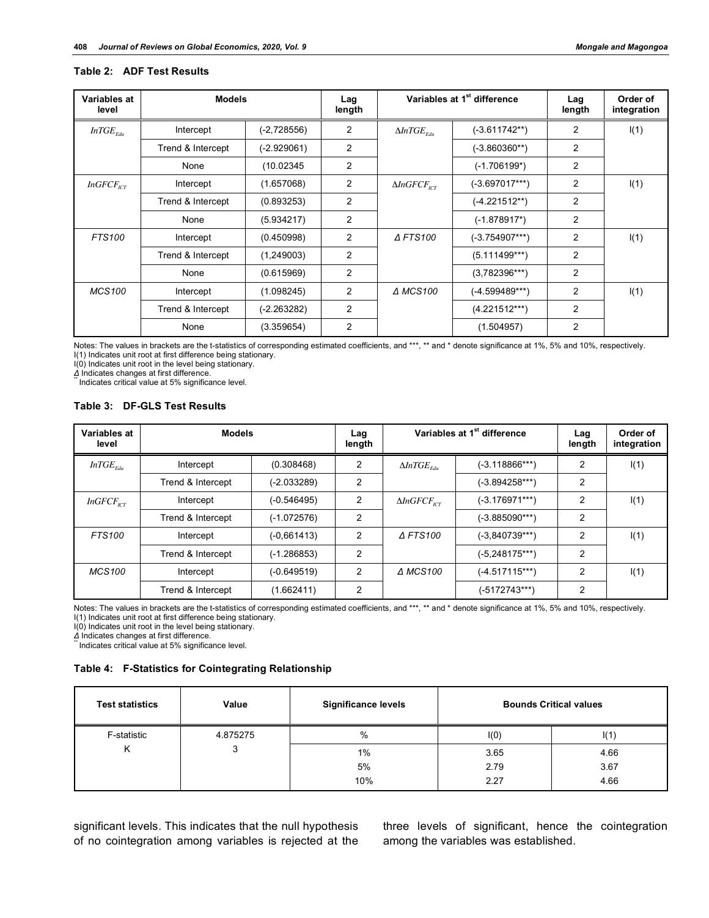**Table 2: ADF Test Results**

| Variables at level | Models | | Lag length | Variables at 1st difference | | Lag length | Order of integration |
|---|---|---|---|---|---|---|---|
| $InTGE_{Edu}$ | Intercept | (-2,728556) | 2 | $\Delta InTGE_{Edu}$ | (-3.611742**) | 2 | I(1) |
| | Trend & Intercept | (-2.929061) | 2 | | (-3.860360**) | 2 | |
| | None | (10.02345 | 2 | | (-1.706199*) | 2 | |
| $InGFCF_{ICT}$ | Intercept | (1.657068) | 2 | $\Delta InGFCF_{ICT}$ | (-3.697017***) | 2 | I(1) |
| | Trend & Intercept | (0.893253) | 2 | | (-4.221512**) | 2 | |
| | None | (5.934217) | 2 | | (-1.878917*) | 2 | |
| *FTS100* | Intercept | (0.450998) | 2 | *Δ FTS100* | (-3.754907***) | 2 | I(1) |
| | Trend & Intercept | (1,249003) | 2 | | (5.111499***) | 2 | |
| | None | (0.615969) | 2 | | (3,782396***) | 2 | |
| *MCS100* | Intercept | (1.098245) | 2 | *Δ MCS100* | (-4.599489***) | 2 | I(1) |
| | Trend & Intercept | (-2.263282) | 2 | | (4.221512***) | 2 | |
| | None | (3.359654) | 2 | | (1.504957) | 2 | |

Notes: The values in brackets are the t-statistics of corresponding estimated coefficients, and ***, ** and * denote significance at 1%, 5% and 10%, respectively.
I(1) Indicates unit root at first difference being stationary.
I(0) Indicates unit root in the level being stationary.
*Δ* Indicates changes at first difference.
** Indicates critical value at 5% significance level.

**Table 3: DF-GLS Test Results**

| Variables at level | Models | | Lag length | Variables at 1st difference | | Lag length | Order of integration |
|---|---|---|---|---|---|---|---|
| $InTGE_{Edu}$ | Intercept | (0.308468) | 2 | $\Delta InTGE_{Edu}$ | (-3.118866***) | 2 | I(1) |
| | Trend & Intercept | (-2.033289) | 2 | | (-3.894258***) | 2 | |
| $InGFCF_{ICT}$ | Intercept | (-0.546495) | 2 | $\Delta InGFCF_{ICT}$ | (-3.176971***) | 2 | I(1) |
| | Trend & Intercept | (-1.072576) | 2 | | (-3.885090***) | 2 | |
| *FTS100* | Intercept | (-0,661413) | 2 | *Δ FTS100* | (-3,840739***) | 2 | I(1) |
| | Trend & Intercept | (-1.286853) | 2 | | (-5,248175***) | 2 | |
| *MCS100* | Intercept | (-0.649519) | 2 | *Δ MCS100* | (-4.517115***) | 2 | I(1) |
| | Trend & Intercept | (1.662411) | 2 | | (-5172743***) | 2 | |

Notes: The values in brackets are the t-statistics of corresponding estimated coefficients, and ***, ** and * denote significance at 1%, 5% and 10%, respectively.
I(1) Indicates unit root at first difference being stationary.
I(0) Indicates unit root in the level being stationary.
*Δ* Indicates changes at first difference.
** Indicates critical value at 5% significance level.

**Table 4: F-Statistics for Cointegrating Relationship**

| Test statistics | Value | Significance levels | Bounds Critical values | |
|---|---|---|---|---|
| F-statistic | 4.875275 | % | I(0) | I(1) |
| K | 3 | 1% | 3.65 | 4.66 |
| | | 5% | 2.79 | 3.67 |
| | | 10% | 2.27 | 4.66 |

significant levels. This indicates that the null hypothesis of no cointegration among variables is rejected at the three levels of significant, hence the cointegration among the variables was established.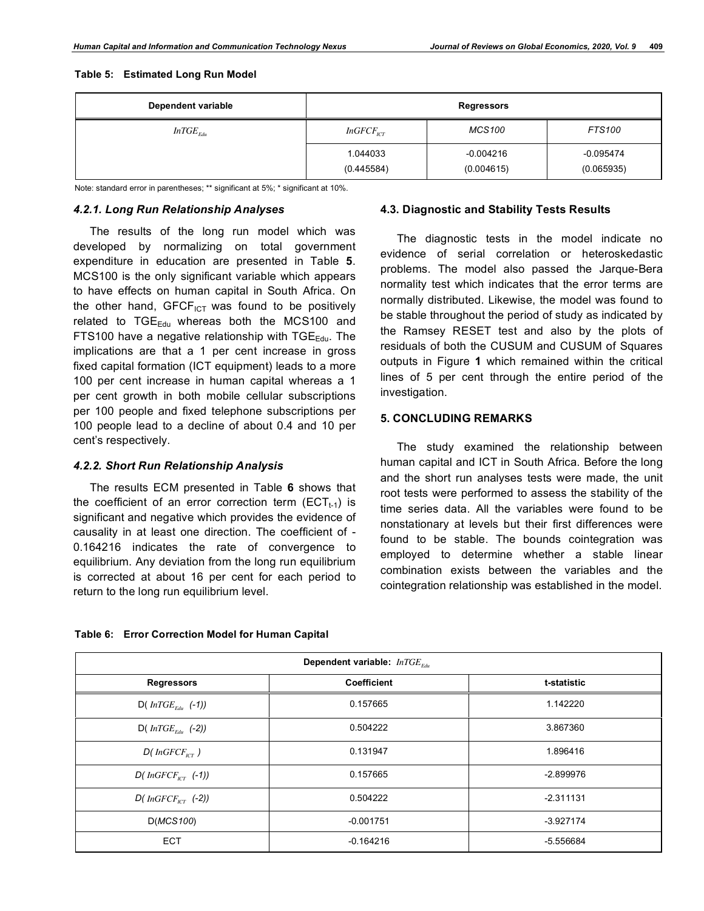**Table 5: Estimated Long Run Model**

| Dependent variable | Regressors | | |
|---|---|---|---|
| $InTGE_{Edu}$ | $InGFCF_{ICT}$ | *MCS100* | *FTS100* |
| | 1.044033 (0.445584) | -0.004216 (0.004615) | -0.095474 (0.065935) |

Note: standard error in parentheses; ** significant at 5%; * significant at 10%.

### *4.2.1. Long Run Relationship Analyses*

The results of the long run model which was developed by normalizing on total government expenditure in education are presented in Table **5**. MCS100 is the only significant variable which appears to have effects on human capital in South Africa. On the other hand, $GFCF_{ICT}$ was found to be positively related to $TGE_{Edu}$ whereas both the MCS100 and FTS100 have a negative relationship with $TGE_{Edu}$. The implications are that a 1 per cent increase in gross fixed capital formation (ICT equipment) leads to a more 100 per cent increase in human capital whereas a 1 per cent growth in both mobile cellular subscriptions per 100 people and fixed telephone subscriptions per 100 people lead to a decline of about 0.4 and 10 per cent's respectively.

### *4.2.2. Short Run Relationship Analysis*

The results ECM presented in Table **6** shows that the coefficient of an error correction term ($ECT_{t-1}$) is significant and negative which provides the evidence of causality in at least one direction. The coefficient of -0.164216 indicates the rate of convergence to equilibrium. Any deviation from the long run equilibrium is corrected at about 16 per cent for each period to return to the long run equilibrium level.

### 4.3. Diagnostic and Stability Tests Results

The diagnostic tests in the model indicate no evidence of serial correlation or heteroskedastic problems. The model also passed the Jarque-Bera normality test which indicates that the error terms are normally distributed. Likewise, the model was found to be stable throughout the period of study as indicated by the Ramsey RESET test and also by the plots of residuals of both the CUSUM and CUSUM of Squares outputs in Figure **1** which remained within the critical lines of 5 per cent through the entire period of the investigation.

## 5. CONCLUDING REMARKS

The study examined the relationship between human capital and ICT in South Africa. Before the long and the short run analyses tests were made, the unit root tests were performed to assess the stability of the time series data. All the variables were found to be nonstationary at levels but their first differences were found to be stable. The bounds cointegration was employed to determine whether a stable linear combination exists between the variables and the cointegration relationship was established in the model.

**Table 6: Error Correction Model for Human Capital**

| Dependent variable: $InTGE_{Edu}$ | | |
|---|---|---|
| **Regressors** | **Coefficient** | **t-statistic** |
| D( $InTGE_{Edu}$ (-1)) | 0.157665 | 1.142220 |
| D( $InTGE_{Edu}$ (-2)) | 0.504222 | 3.867360 |
| D( $InGFCF_{ICT}$ ) | 0.131947 | 1.896416 |
| D( $InGFCF_{ICT}$ (-1)) | 0.157665 | -2.899976 |
| D( $InGFCF_{ICT}$ (-2)) | 0.504222 | -2.311131 |
| D(*MCS100*) | -0.001751 | -3.927174 |
| ECT | -0.164216 | -5.556684 |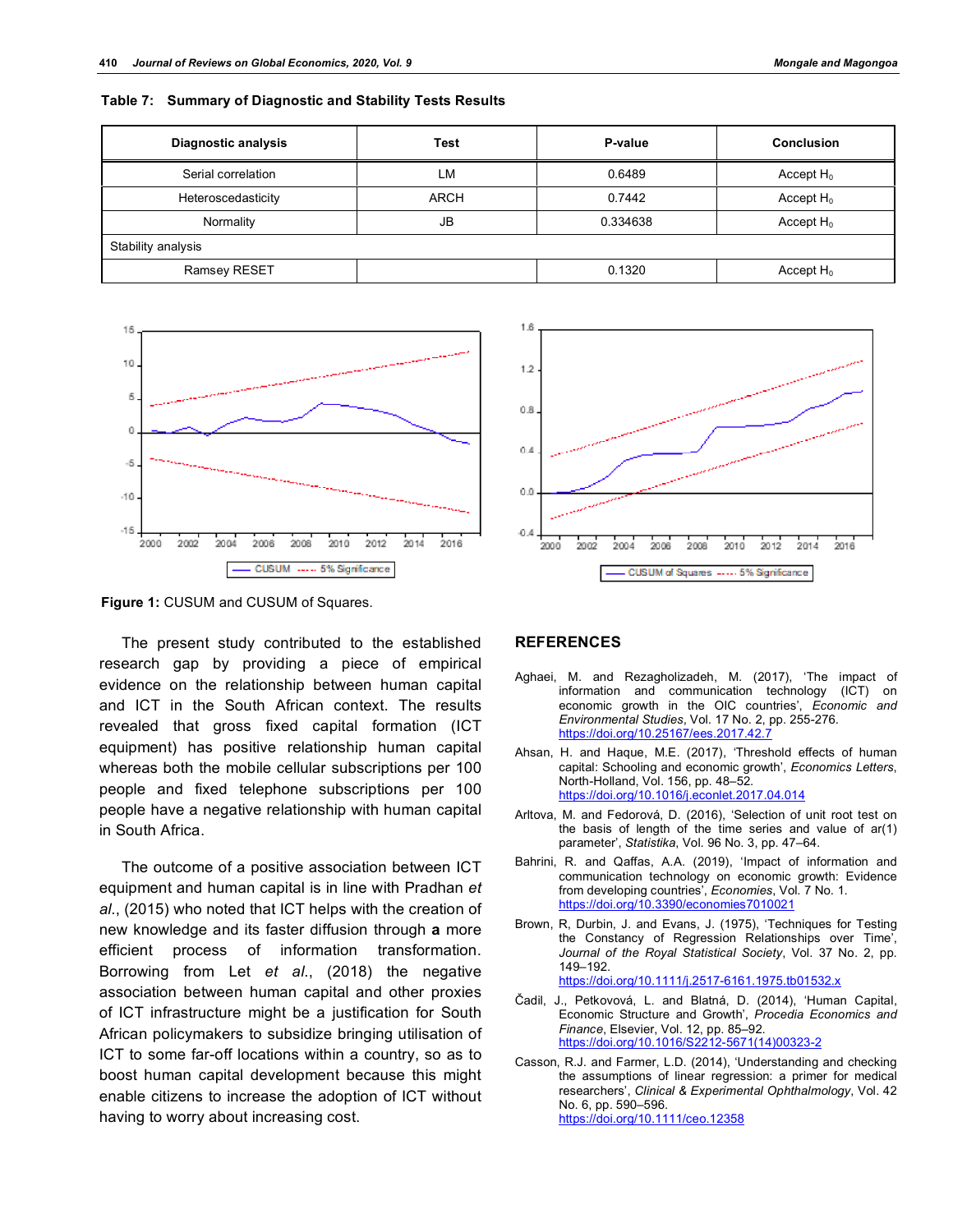**Table 7: Summary of Diagnostic and Stability Tests Results**

| Diagnostic analysis | Test | P-value | Conclusion |
|---|---|---|---|
| Serial correlation | LM | 0.6489 | Accept $H_0$ |
| Heteroscedasticity | ARCH | 0.7442 | Accept $H_0$ |
| Normality | JB | 0.334638 | Accept $H_0$ |
| Stability analysis | | | |
| Ramsey RESET | | 0.1320 | Accept $H_0$ |

**Figure 1:** CUSUM and CUSUM of Squares.

The present study contributed to the established research gap by providing a piece of empirical evidence on the relationship between human capital and ICT in the South African context. The results revealed that gross fixed capital formation (ICT equipment) has positive relationship human capital whereas both the mobile cellular subscriptions per 100 people and fixed telephone subscriptions per 100 people have a negative relationship with human capital in South Africa.

The outcome of a positive association between ICT equipment and human capital is in line with Pradhan *et al*., (2015) who noted that ICT helps with the creation of new knowledge and its faster diffusion through **a** more efficient process of information transformation. Borrowing from Let *et al*., (2018) the negative association between human capital and other proxies of ICT infrastructure might be a justification for South African policymakers to subsidize bringing utilisation of ICT to some far-off locations within a country, so as to boost human capital development because this might enable citizens to increase the adoption of ICT without having to worry about increasing cost.

## REFERENCES

Aghaei, M. and Rezagholizadeh, M. (2017), 'The impact of information and communication technology (ICT) on economic growth in the OIC countries', *Economic and Environmental Studies*, Vol. 17 No. 2, pp. 255-276. https://doi.org/10.25167/ees.2017.42.7

Ahsan, H. and Haque, M.E. (2017), 'Threshold effects of human capital: Schooling and economic growth', *Economics Letters*, North-Holland, Vol. 156, pp. 48–52. https://doi.org/10.1016/j.econlet.2017.04.014

Arltova, M. and Fedorová, D. (2016), 'Selection of unit root test on the basis of length of the time series and value of ar(1) parameter', *Statistika*, Vol. 96 No. 3, pp. 47–64.

Bahrini, R. and Qaffas, A.A. (2019), 'Impact of information and communication technology on economic growth: Evidence from developing countries', *Economies*, Vol. 7 No. 1. https://doi.org/10.3390/economies7010021

Brown, R, Durbin, J. and Evans, J. (1975), 'Techniques for Testing the Constancy of Regression Relationships over Time', *Journal of the Royal Statistical Society*, Vol. 37 No. 2, pp. 149–192. https://doi.org/10.1111/j.2517-6161.1975.tb01532.x

Čadil, J., Petkovová, L. and Blatná, D. (2014), 'Human Capital, Economic Structure and Growth', *Procedia Economics and Finance*, Elsevier, Vol. 12, pp. 85–92. https://doi.org/10.1016/S2212-5671(14)00323-2

Casson, R.J. and Farmer, L.D. (2014), 'Understanding and checking the assumptions of linear regression: a primer for medical researchers', *Clinical & Experimental Ophthalmology*, Vol. 42 No. 6, pp. 590–596. https://doi.org/10.1111/ceo.12358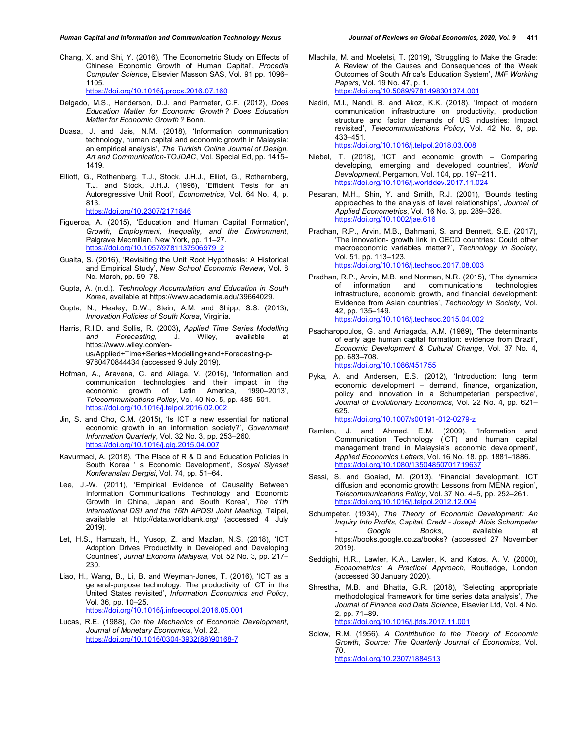Chang, X. and Shi, Y. (2016), 'The Econometric Study on Effects of Chinese Economic Growth of Human Capital', *Procedia Computer Science*, Elsevier Masson SAS, Vol. 91 pp. 1096–1105.
https://doi.org/10.1016/j.procs.2016.07.160

Delgado, M.S., Henderson, D.J. and Parmeter, C.F. (2012), *Does Education Matter for Economic Growth ? Does Education Matter for Economic Growth ?* Bonn.

Duasa, J. and Jais, N.M. (2018), 'Information communication technology, human capital and economic growth in Malaysia: an empirical analysis', *The Turkish Online Journal of Design, Art and Communication-TOJDAC*, Vol. Special Ed, pp. 1415–1419.

Elliott, G., Rothenberg, T.J., Stock, J.H.J., Eliiot, G., Rothernberg, T.J. and Stock, J.H.J. (1996), 'Efficient Tests for an Autoregressive Unit Root', *Econometrica*, Vol. 64 No. 4, p. 813.
https://doi.org/10.2307/2171846

Figueroa, A. (2015), 'Education and Human Capital Formation', *Growth, Employment, Inequality, and the Environment*, Palgrave Macmillan, New York, pp. 11–27.
https://doi.org/10.1057/9781137506979_2

Guaita, S. (2016), 'Revisiting the Unit Root Hypothesis: A Historical and Empirical Study', *New School Economic Review*, Vol. 8 No. March, pp. 59–78.

Gupta, A. (n.d.). *Technology Accumulation and Education in South Korea*, available at https://www.academia.edu/39664029.

Gupta, N., Healey, D.W., Stein, A.M. and Shipp, S.S. (2013), *Innovation Policies of South Korea*, Virginia.

Harris, R.I.D. and Sollis, R. (2003), *Applied Time Series Modelling and Forecasting*, J. Wiley, available at https://www.wiley.com/en-us/Applied+Time+Series+Modelling+and+Forecasting-p-9780470844434 (accessed 9 July 2019).

Hofman, A., Aravena, C. and Aliaga, V. (2016), 'Information and communication technologies and their impact in the economic growth of Latin America, 1990–2013', *Telecommunications Policy*, Vol. 40 No. 5, pp. 485–501.
https://doi.org/10.1016/j.telpol.2016.02.002

Jin, S. and Cho, C.M. (2015), 'Is ICT a new essential for national economic growth in an information society?', *Government Information Quarterly*, Vol. 32 No. 3, pp. 253–260.
https://doi.org/10.1016/j.giq.2015.04.007

Kavurmaci, A. (2018), 'The Place of R & D and Education Policies in South Korea ' s Economic Development', *Sosyal Siyaset Konferansları Dergisi*, Vol. 74, pp. 51–64.

Lee, J.-W. (2011), 'Empirical Evidence of Causality Between Information Communications Technology and Economic Growth in China, Japan and South Korea', *The 11th International DSI and the 16th APDSI Joint Meeting*, Taipei, available at http://data.worldbank.org/ (accessed 4 July 2019).

Let, H.S., Hamzah, H., Yusop, Z. and Mazlan, N.S. (2018), 'ICT Adoption Drives Productivity in Developed and Developing Countries', *Jurnal Ekonomi Malaysia*, Vol. 52 No. 3, pp. 217–230.

Liao, H., Wang, B., Li, B. and Weyman-Jones, T. (2016), 'ICT as a general-purpose technology: The productivity of ICT in the United States revisited', *Information Economics and Policy*, Vol. 36, pp. 10–25.
https://doi.org/10.1016/j.infoecopol.2016.05.001

Lucas, R.E. (1988), *On the Mechanics of Economic Development*, *Journal of Monetary Economics*, Vol. 22.
https://doi.org/10.1016/0304-3932(88)90168-7

Mlachila, M. and Moeletsi, T. (2019), 'Struggling to Make the Grade: A Review of the Causes and Consequences of the Weak Outcomes of South Africa's Education System', *IMF Working Papers*, Vol. 19 No. 47, p. 1.
https://doi.org/10.5089/9781498301374.001

Nadiri, M.I., Nandi, B. and Akoz, K.K. (2018), 'Impact of modern communication infrastructure on productivity, production structure and factor demands of US industries: Impact revisited', *Telecommunications Policy*, Vol. 42 No. 6, pp. 433–451.
https://doi.org/10.1016/j.telpol.2018.03.008

Niebel, T. (2018), 'ICT and economic growth – Comparing developing, emerging and developed countries', *World Development*, Pergamon, Vol. 104, pp. 197–211.
https://doi.org/10.1016/j.worlddev.2017.11.024

Pesaran, M.H., Shin, Y. and Smith, R.J. (2001), 'Bounds testing approaches to the analysis of level relationships', *Journal of Applied Econometrics*, Vol. 16 No. 3, pp. 289–326.
https://doi.org/10.1002/jae.616

Pradhan, R.P., Arvin, M.B., Bahmani, S. and Bennett, S.E. (2017), 'The innovation- growth link in OECD countries: Could other macroeconomic variables matter?', *Technology in Society*, Vol. 51, pp. 113–123.
https://doi.org/10.1016/j.techsoc.2017.08.003

Pradhan, R.P., Arvin, M.B. and Norman, N.R. (2015), 'The dynamics of information and communications technologies infrastructure, economic growth, and financial development: Evidence from Asian countries', *Technology in Society*, Vol. 42, pp. 135–149.
https://doi.org/10.1016/j.techsoc.2015.04.002

Psacharopoulos, G. and Arriagada, A.M. (1989), 'The determinants of early age human capital formation: evidence from Brazil', *Economic Development & Cultural Change*, Vol. 37 No. 4, pp. 683–708.
https://doi.org/10.1086/451755

Pyka, A. and Andersen, E.S. (2012), 'Introduction: long term economic development – demand, finance, organization, policy and innovation in a Schumpeterian perspective', *Journal of Evolutionary Economics*, Vol. 22 No. 4, pp. 621–625.
https://doi.org/10.1007/s00191-012-0279-z

Ramlan, J. and Ahmed, E.M. (2009), 'Information and Communication Technology (ICT) and human capital management trend in Malaysia's economic development', *Applied Economics Letters*, Vol. 16 No. 18, pp. 1881–1886.
https://doi.org/10.1080/13504850701719637

Sassi, S. and Goaied, M. (2013), 'Financial development, ICT diffusion and economic growth: Lessons from MENA region', *Telecommunications Policy*, Vol. 37 No. 4–5, pp. 252–261.
https://doi.org/10.1016/j.telpol.2012.12.004

Schumpeter. (1934), *The Theory of Economic Development: An Inquiry Into Profits, Capital, Credit - Joseph Alois Schumpeter - Google Books*, available at https://books.google.co.za/books? (accessed 27 November 2019).

Seddighi, H.R., Lawler, K.A., Lawler, K. and Katos, A. V. (2000), *Econometrics: A Practical Approach*, Routledge, London (accessed 30 January 2020).

Shrestha, M.B. and Bhatta, G.R. (2018), 'Selecting appropriate methodological framework for time series data analysis', *The Journal of Finance and Data Science*, Elsevier Ltd, Vol. 4 No. 2, pp. 71–89.
https://doi.org/10.1016/j.jfds.2017.11.001

Solow, R.M. (1956), *A Contribution to the Theory of Economic Growth*, *Source: The Quarterly Journal of Economics*, Vol. 70.
https://doi.org/10.2307/1884513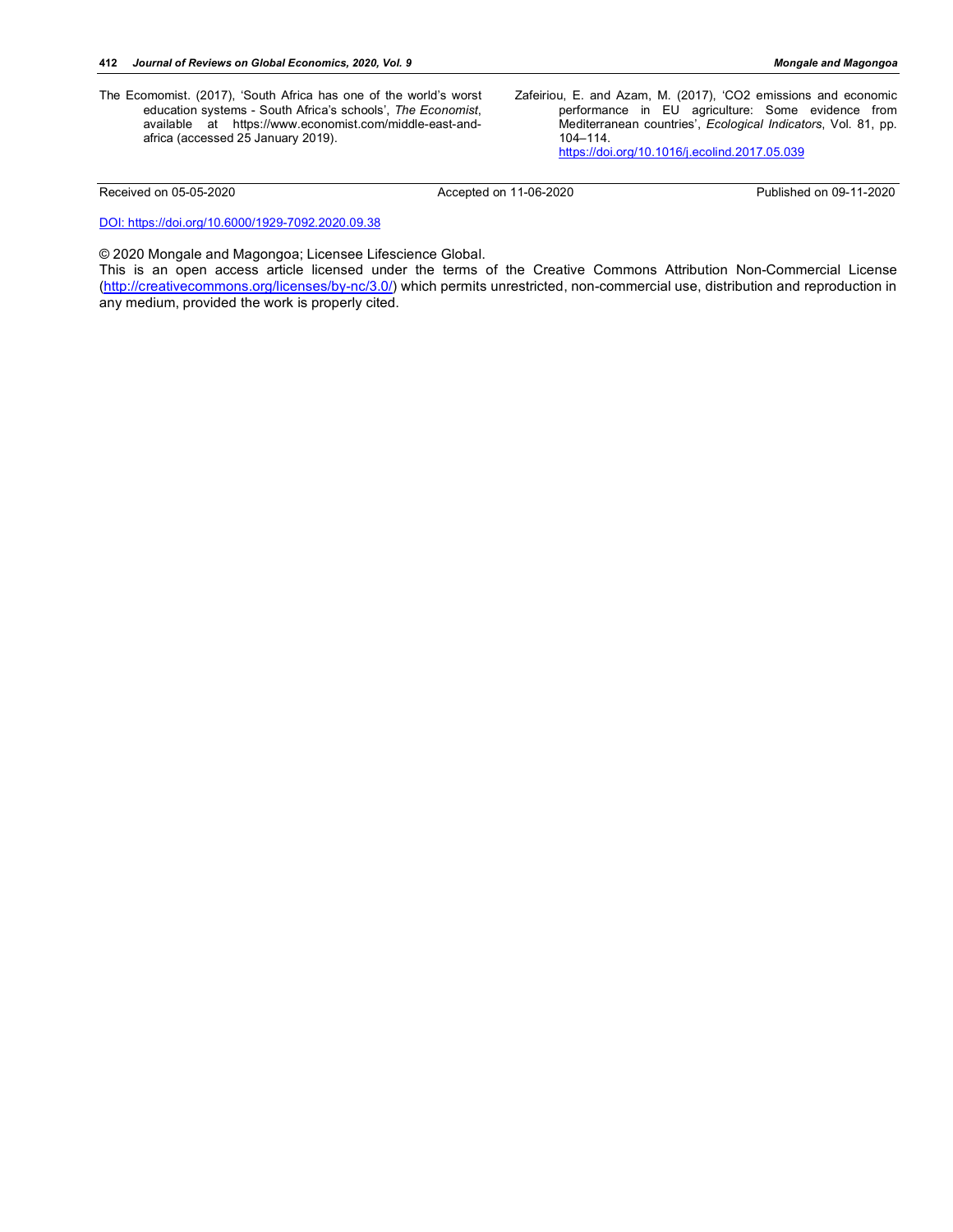The Ecomomist. (2017), 'South Africa has one of the world's worst education systems - South Africa's schools', *The Economist*, available at https://www.economist.com/middle-east-and-africa (accessed 25 January 2019).

Zafeiriou, E. and Azam, M. (2017), 'CO2 emissions and economic performance in EU agriculture: Some evidence from Mediterranean countries', *Ecological Indicators*, Vol. 81, pp. 104–114. https://doi.org/10.1016/j.ecolind.2017.05.039

Received on 05-05-2020 Accepted on 11-06-2020 Published on 09-11-2020

DOI: https://doi.org/10.6000/1929-7092.2020.09.38

© 2020 Mongale and Magongoa; Licensee Lifescience Global.

This is an open access article licensed under the terms of the Creative Commons Attribution Non-Commercial License (http://creativecommons.org/licenses/by-nc/3.0/) which permits unrestricted, non-commercial use, distribution and reproduction in any medium, provided the work is properly cited.